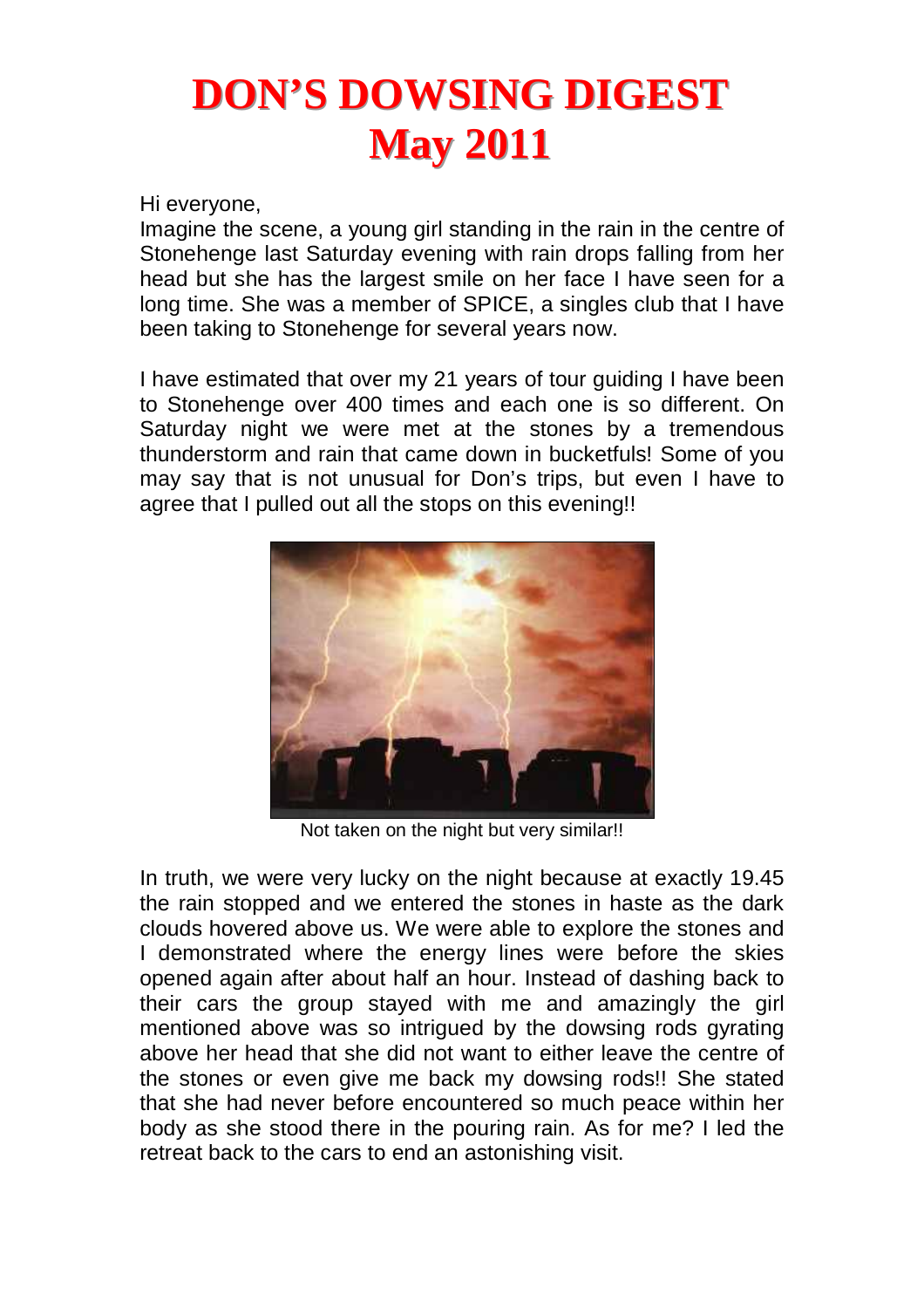# DON'S DOWSING DIGEST
# May 2011

Hi everyone,

Imagine the scene, a young girl standing in the rain in the centre of Stonehenge last Saturday evening with rain drops falling from her head but she has the largest smile on her face I have seen for a long time. She was a member of SPICE, a singles club that I have been taking to Stonehenge for several years now.

I have estimated that over my 21 years of tour guiding I have been to Stonehenge over 400 times and each one is so different. On Saturday night we were met at the stones by a tremendous thunderstorm and rain that came down in bucketfuls! Some of you may say that is not unusual for Don's trips, but even I have to agree that I pulled out all the stops on this evening!!

Not taken on the night but very similar!!

In truth, we were very lucky on the night because at exactly 19.45 the rain stopped and we entered the stones in haste as the dark clouds hovered above us. We were able to explore the stones and I demonstrated where the energy lines were before the skies opened again after about half an hour. Instead of dashing back to their cars the group stayed with me and amazingly the girl mentioned above was so intrigued by the dowsing rods gyrating above her head that she did not want to either leave the centre of the stones or even give me back my dowsing rods!! She stated that she had never before encountered so much peace within her body as she stood there in the pouring rain. As for me? I led the retreat back to the cars to end an astonishing visit.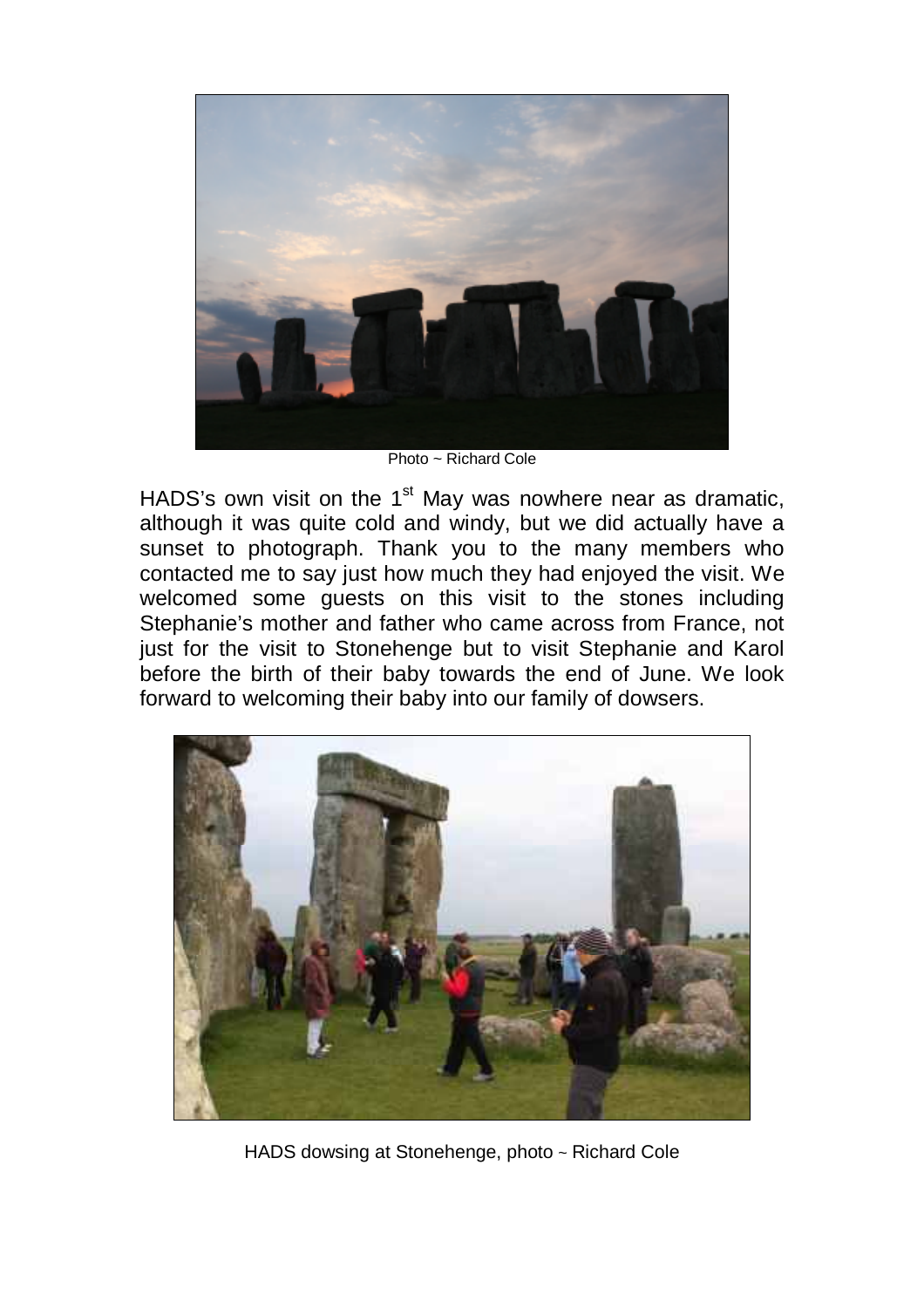Photo ~ Richard Cole

HADS's own visit on the 1st May was nowhere near as dramatic, although it was quite cold and windy, but we did actually have a sunset to photograph. Thank you to the many members who contacted me to say just how much they had enjoyed the visit. We welcomed some guests on this visit to the stones including Stephanie's mother and father who came across from France, not just for the visit to Stonehenge but to visit Stephanie and Karol before the birth of their baby towards the end of June. We look forward to welcoming their baby into our family of dowsers.

HADS dowsing at Stonehenge, photo ~ Richard Cole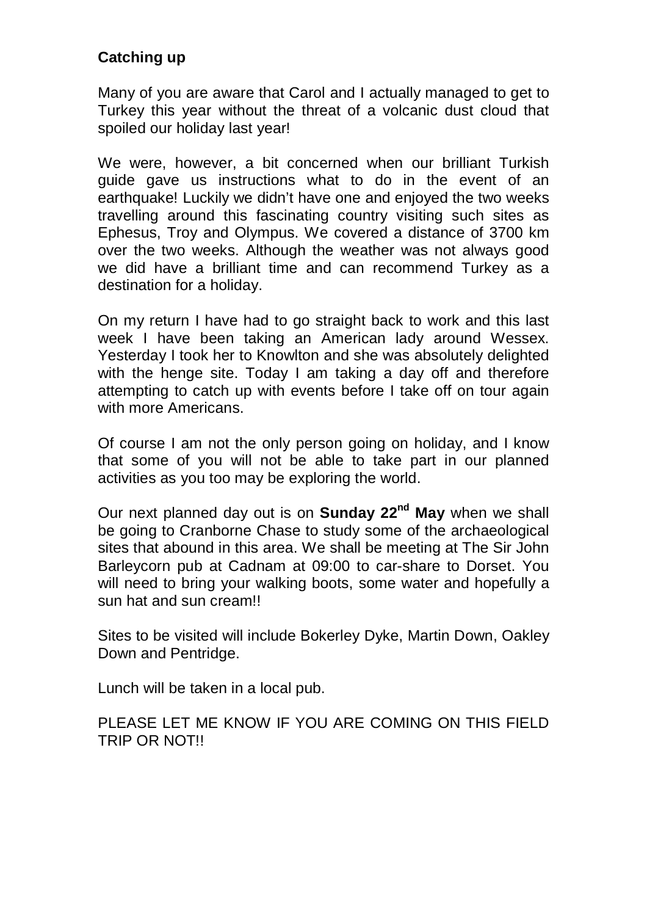**Catching up**

Many of you are aware that Carol and I actually managed to get to Turkey this year without the threat of a volcanic dust cloud that spoiled our holiday last year!

We were, however, a bit concerned when our brilliant Turkish guide gave us instructions what to do in the event of an earthquake! Luckily we didn't have one and enjoyed the two weeks travelling around this fascinating country visiting such sites as Ephesus, Troy and Olympus. We covered a distance of 3700 km over the two weeks. Although the weather was not always good we did have a brilliant time and can recommend Turkey as a destination for a holiday.

On my return I have had to go straight back to work and this last week I have been taking an American lady around Wessex. Yesterday I took her to Knowlton and she was absolutely delighted with the henge site. Today I am taking a day off and therefore attempting to catch up with events before I take off on tour again with more Americans.

Of course I am not the only person going on holiday, and I know that some of you will not be able to take part in our planned activities as you too may be exploring the world.

Our next planned day out is on **Sunday 22nd May** when we shall be going to Cranborne Chase to study some of the archaeological sites that abound in this area. We shall be meeting at The Sir John Barleycorn pub at Cadnam at 09:00 to car-share to Dorset. You will need to bring your walking boots, some water and hopefully a sun hat and sun cream!!

Sites to be visited will include Bokerley Dyke, Martin Down, Oakley Down and Pentridge.

Lunch will be taken in a local pub.

PLEASE LET ME KNOW IF YOU ARE COMING ON THIS FIELD TRIP OR NOT!!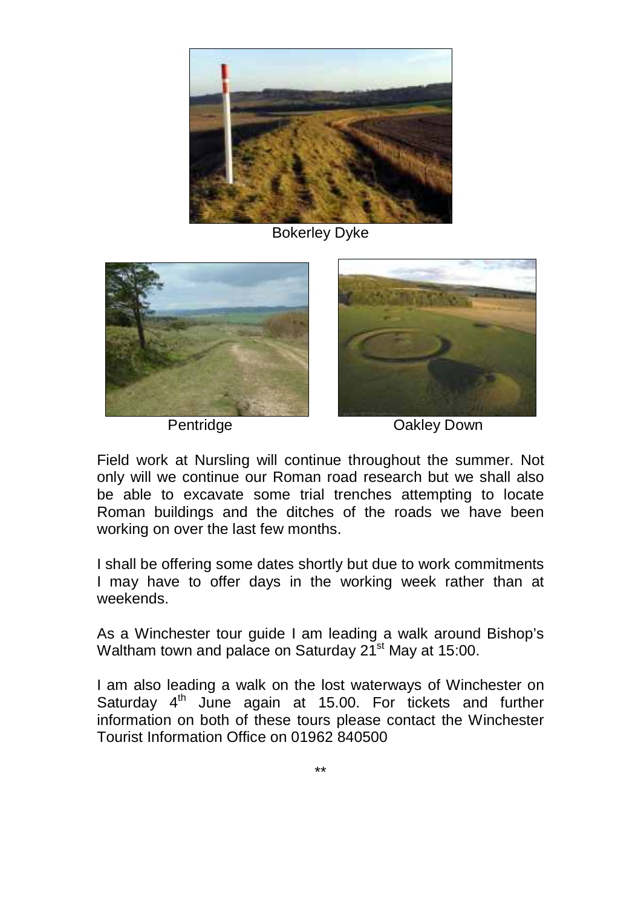Bokerley Dyke

Pentridge

Oakley Down

Field work at Nursling will continue throughout the summer. Not only will we continue our Roman road research but we shall also be able to excavate some trial trenches attempting to locate Roman buildings and the ditches of the roads we have been working on over the last few months.

I shall be offering some dates shortly but due to work commitments I may have to offer days in the working week rather than at weekends.

As a Winchester tour guide I am leading a walk around Bishop's Waltham town and palace on Saturday 21st May at 15:00.

I am also leading a walk on the lost waterways of Winchester on Saturday 4th June again at 15.00. For tickets and further information on both of these tours please contact the Winchester Tourist Information Office on 01962 840500

\*\*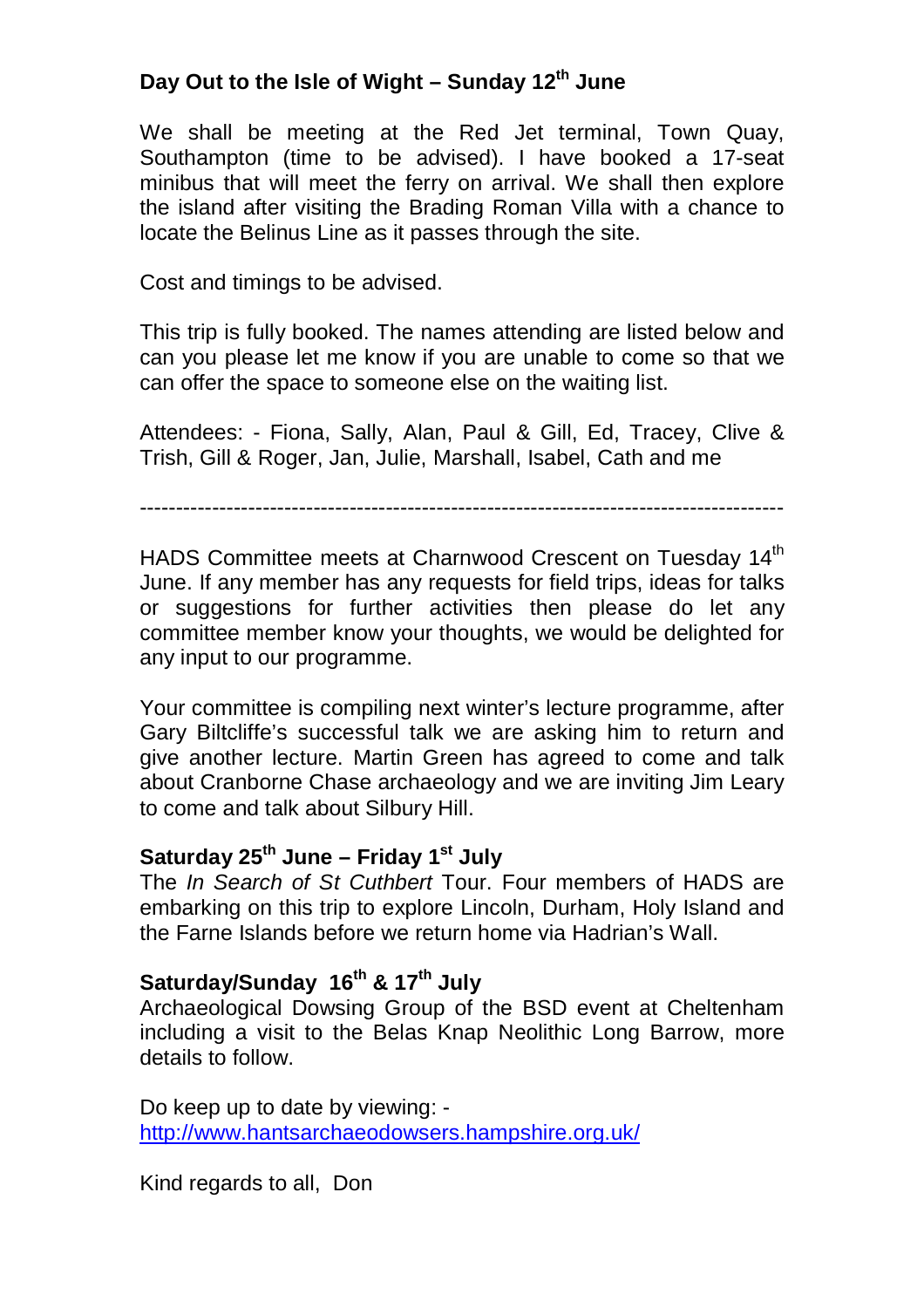### Day Out to the Isle of Wight – Sunday 12th June

We shall be meeting at the Red Jet terminal, Town Quay, Southampton (time to be advised). I have booked a 17-seat minibus that will meet the ferry on arrival. We shall then explore the island after visiting the Brading Roman Villa with a chance to locate the Belinus Line as it passes through the site.

Cost and timings to be advised.

This trip is fully booked. The names attending are listed below and can you please let me know if you are unable to come so that we can offer the space to someone else on the waiting list.

Attendees: - Fiona, Sally, Alan, Paul & Gill, Ed, Tracey, Clive & Trish, Gill & Roger, Jan, Julie, Marshall, Isabel, Cath and me

---

HADS Committee meets at Charnwood Crescent on Tuesday 14th June. If any member has any requests for field trips, ideas for talks or suggestions for further activities then please do let any committee member know your thoughts, we would be delighted for any input to our programme.

Your committee is compiling next winter's lecture programme, after Gary Biltcliffe's successful talk we are asking him to return and give another lecture. Martin Green has agreed to come and talk about Cranborne Chase archaeology and we are inviting Jim Leary to come and talk about Silbury Hill.

### Saturday 25th June – Friday 1st July

The *In Search of St Cuthbert* Tour. Four members of HADS are embarking on this trip to explore Lincoln, Durham, Holy Island and the Farne Islands before we return home via Hadrian's Wall.

### Saturday/Sunday 16th & 17th July

Archaeological Dowsing Group of the BSD event at Cheltenham including a visit to the Belas Knap Neolithic Long Barrow, more details to follow.

Do keep up to date by viewing: -
http://www.hantsarchaeodowsers.hampshire.org.uk/

Kind regards to all, Don